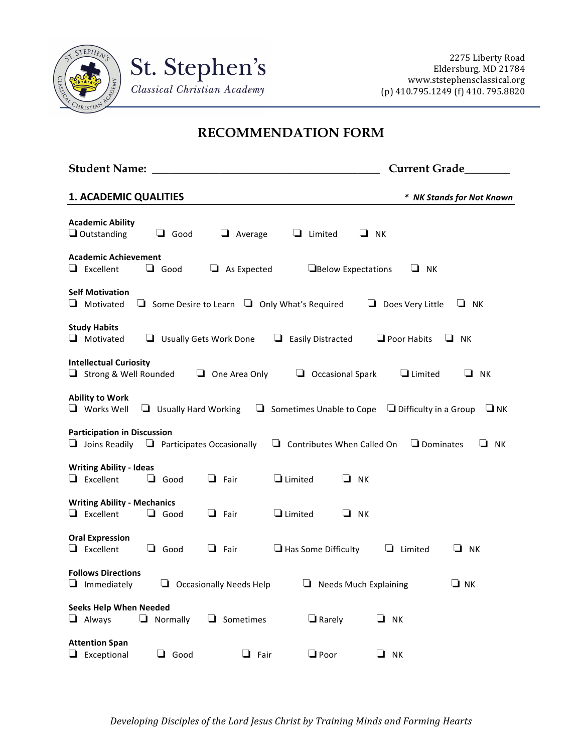# St. Stephen's

*Classical Christian Academy*

2275 Liberty Road
Eldersburg, MD 21784
www.ststephensclassical.org
(p) 410.795.1249 (f) 410. 795.8820

## RECOMMENDATION FORM

**Student Name:** ________________________________________ **Current Grade**________

### 1. ACADEMIC QUALITIES

*\* NK Stands for Not Known*

**Academic Ability**
❑ Outstanding ❑ Good ❑ Average ❑ Limited ❑ NK

**Academic Achievement**
❑ Excellent ❑ Good ❑ As Expected ❑ Below Expectations ❑ NK

**Self Motivation**
❑ Motivated ❑ Some Desire to Learn ❑ Only What's Required ❑ Does Very Little ❑ NK

**Study Habits**
❑ Motivated ❑ Usually Gets Work Done ❑ Easily Distracted ❑ Poor Habits ❑ NK

**Intellectual Curiosity**
❑ Strong & Well Rounded ❑ One Area Only ❑ Occasional Spark ❑ Limited ❑ NK

**Ability to Work**
❑ Works Well ❑ Usually Hard Working ❑ Sometimes Unable to Cope ❑ Difficulty in a Group ❑ NK

**Participation in Discussion**
❑ Joins Readily ❑ Participates Occasionally ❑ Contributes When Called On ❑ Dominates ❑ NK

**Writing Ability - Ideas**
❑ Excellent ❑ Good ❑ Fair ❑ Limited ❑ NK

**Writing Ability - Mechanics**
❑ Excellent ❑ Good ❑ Fair ❑ Limited ❑ NK

**Oral Expression**
❑ Excellent ❑ Good ❑ Fair ❑ Has Some Difficulty ❑ Limited ❑ NK

**Follows Directions**
❑ Immediately ❑ Occasionally Needs Help ❑ Needs Much Explaining ❑ NK

**Seeks Help When Needed**
❑ Always ❑ Normally ❑ Sometimes ❑ Rarely ❑ NK

**Attention Span**
❑ Exceptional ❑ Good ❑ Fair ❑ Poor ❑ NK

*Developing Disciples of the Lord Jesus Christ by Training Minds and Forming Hearts*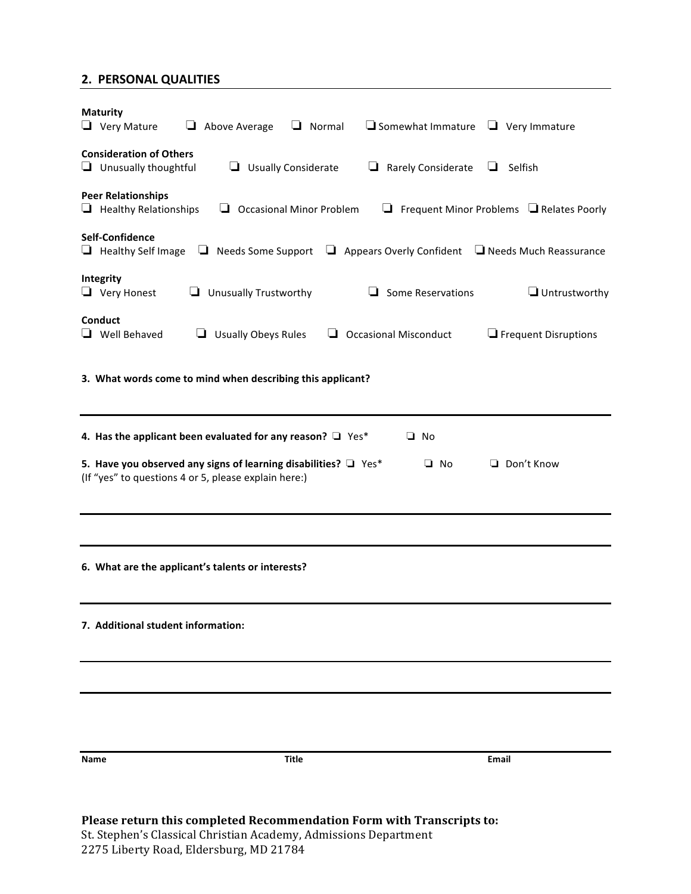## 2. PERSONAL QUALITIES

**Maturity**
❑ Very Mature ❑ Above Average ❑ Normal ❑ Somewhat Immature ❑ Very Immature

**Consideration of Others**
❑ Unusually thoughtful ❑ Usually Considerate ❑ Rarely Considerate ❑ Selfish

**Peer Relationships**
❑ Healthy Relationships ❑ Occasional Minor Problem ❑ Frequent Minor Problems ❑ Relates Poorly

**Self-Confidence**
❑ Healthy Self Image ❑ Needs Some Support ❑ Appears Overly Confident ❑ Needs Much Reassurance

**Integrity**
❑ Very Honest ❑ Unusually Trustworthy ❑ Some Reservations ❑ Untrustworthy

**Conduct**
❑ Well Behaved ❑ Usually Obeys Rules ❑ Occasional Misconduct ❑ Frequent Disruptions

**3. What words come to mind when describing this applicant?**

---

**4. Has the applicant been evaluated for any reason?** ❑ Yes* ❑ No

**5. Have you observed any signs of learning disabilities?** ❑ Yes* ❑ No ❑ Don't Know
(If "yes" to questions 4 or 5, please explain here:)

---

---

**6. What are the applicant's talents or interests?**

---

**7. Additional student information:**

---

---

---

**Name** **Title** **Email**

**Please return this completed Recommendation Form with Transcripts to:**
St. Stephen's Classical Christian Academy, Admissions Department
2275 Liberty Road, Eldersburg, MD 21784